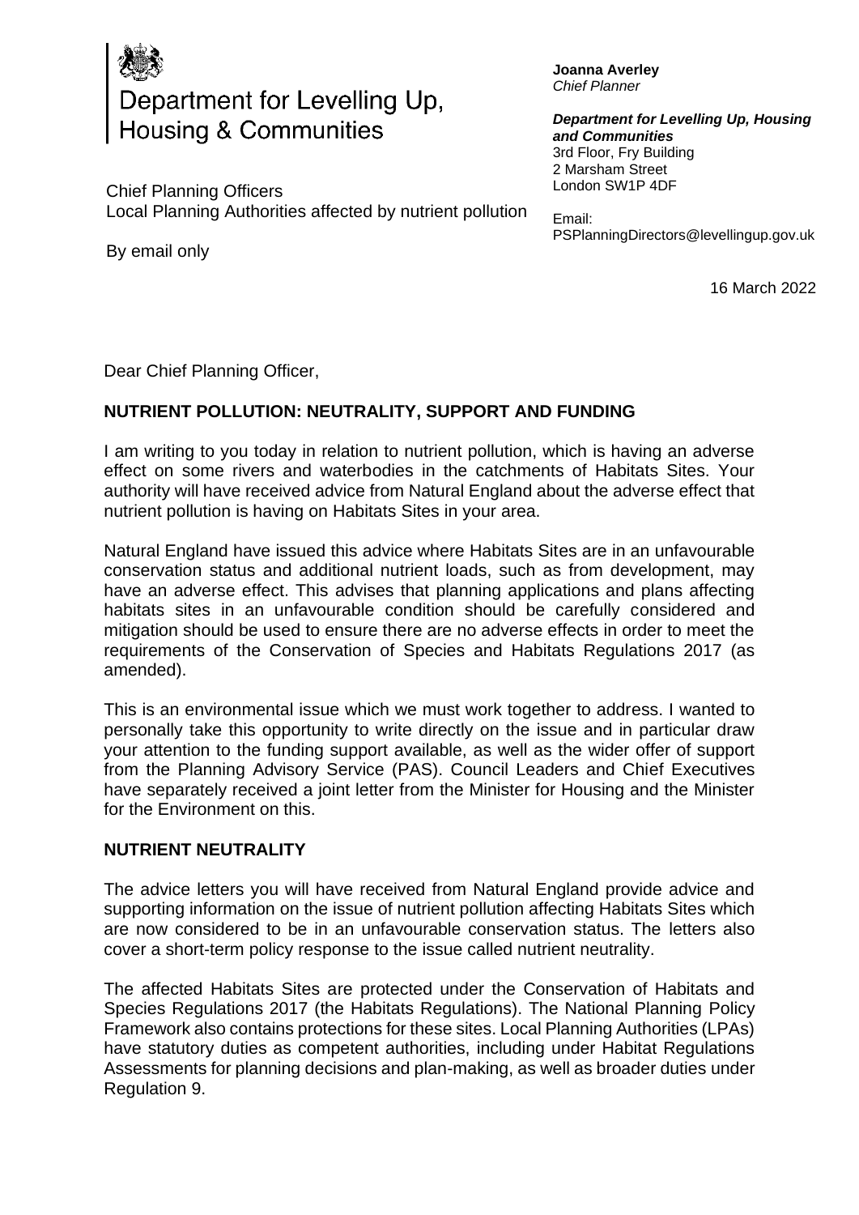Department for Levelling Up, Housing & Communities

**Joanna Averley**
*Chief Planner*

***Department for Levelling Up, Housing and Communities***
3rd Floor, Fry Building
2 Marsham Street
London SW1P 4DF

Email:
PSPlanningDirectors@levellingup.gov.uk

Chief Planning Officers
Local Planning Authorities affected by nutrient pollution

By email only

16 March 2022

Dear Chief Planning Officer,

**NUTRIENT POLLUTION: NEUTRALITY, SUPPORT AND FUNDING**

I am writing to you today in relation to nutrient pollution, which is having an adverse effect on some rivers and waterbodies in the catchments of Habitats Sites. Your authority will have received advice from Natural England about the adverse effect that nutrient pollution is having on Habitats Sites in your area.

Natural England have issued this advice where Habitats Sites are in an unfavourable conservation status and additional nutrient loads, such as from development, may have an adverse effect. This advises that planning applications and plans affecting habitats sites in an unfavourable condition should be carefully considered and mitigation should be used to ensure there are no adverse effects in order to meet the requirements of the Conservation of Species and Habitats Regulations 2017 (as amended).

This is an environmental issue which we must work together to address. I wanted to personally take this opportunity to write directly on the issue and in particular draw your attention to the funding support available, as well as the wider offer of support from the Planning Advisory Service (PAS). Council Leaders and Chief Executives have separately received a joint letter from the Minister for Housing and the Minister for the Environment on this.

**NUTRIENT NEUTRALITY**

The advice letters you will have received from Natural England provide advice and supporting information on the issue of nutrient pollution affecting Habitats Sites which are now considered to be in an unfavourable conservation status. The letters also cover a short-term policy response to the issue called nutrient neutrality.

The affected Habitats Sites are protected under the Conservation of Habitats and Species Regulations 2017 (the Habitats Regulations). The National Planning Policy Framework also contains protections for these sites. Local Planning Authorities (LPAs) have statutory duties as competent authorities, including under Habitat Regulations Assessments for planning decisions and plan-making, as well as broader duties under Regulation 9.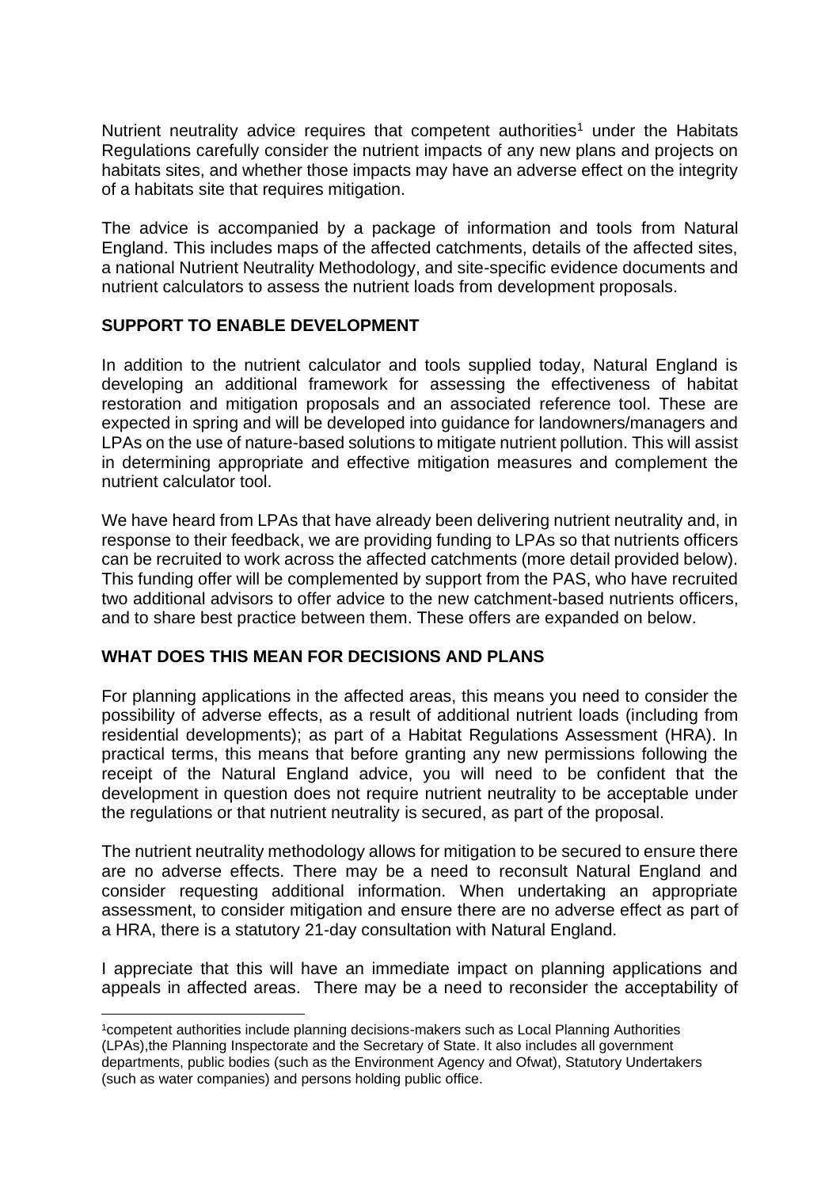Nutrient neutrality advice requires that competent authorities[1] under the Habitats Regulations carefully consider the nutrient impacts of any new plans and projects on habitats sites, and whether those impacts may have an adverse effect on the integrity of a habitats site that requires mitigation.

The advice is accompanied by a package of information and tools from Natural England. This includes maps of the affected catchments, details of the affected sites, a national Nutrient Neutrality Methodology, and site-specific evidence documents and nutrient calculators to assess the nutrient loads from development proposals.

## SUPPORT TO ENABLE DEVELOPMENT

In addition to the nutrient calculator and tools supplied today, Natural England is developing an additional framework for assessing the effectiveness of habitat restoration and mitigation proposals and an associated reference tool. These are expected in spring and will be developed into guidance for landowners/managers and LPAs on the use of nature-based solutions to mitigate nutrient pollution. This will assist in determining appropriate and effective mitigation measures and complement the nutrient calculator tool.

We have heard from LPAs that have already been delivering nutrient neutrality and, in response to their feedback, we are providing funding to LPAs so that nutrients officers can be recruited to work across the affected catchments (more detail provided below). This funding offer will be complemented by support from the PAS, who have recruited two additional advisors to offer advice to the new catchment-based nutrients officers, and to share best practice between them. These offers are expanded on below.

## WHAT DOES THIS MEAN FOR DECISIONS AND PLANS

For planning applications in the affected areas, this means you need to consider the possibility of adverse effects, as a result of additional nutrient loads (including from residential developments); as part of a Habitat Regulations Assessment (HRA). In practical terms, this means that before granting any new permissions following the receipt of the Natural England advice, you will need to be confident that the development in question does not require nutrient neutrality to be acceptable under the regulations or that nutrient neutrality is secured, as part of the proposal.

The nutrient neutrality methodology allows for mitigation to be secured to ensure there are no adverse effects. There may be a need to reconsult Natural England and consider requesting additional information. When undertaking an appropriate assessment, to consider mitigation and ensure there are no adverse effect as part of a HRA, there is a statutory 21-day consultation with Natural England.

I appreciate that this will have an immediate impact on planning applications and appeals in affected areas. There may be a need to reconsider the acceptability of

[1] competent authorities include planning decisions-makers such as Local Planning Authorities (LPAs),the Planning Inspectorate and the Secretary of State. It also includes all government departments, public bodies (such as the Environment Agency and Ofwat), Statutory Undertakers (such as water companies) and persons holding public office.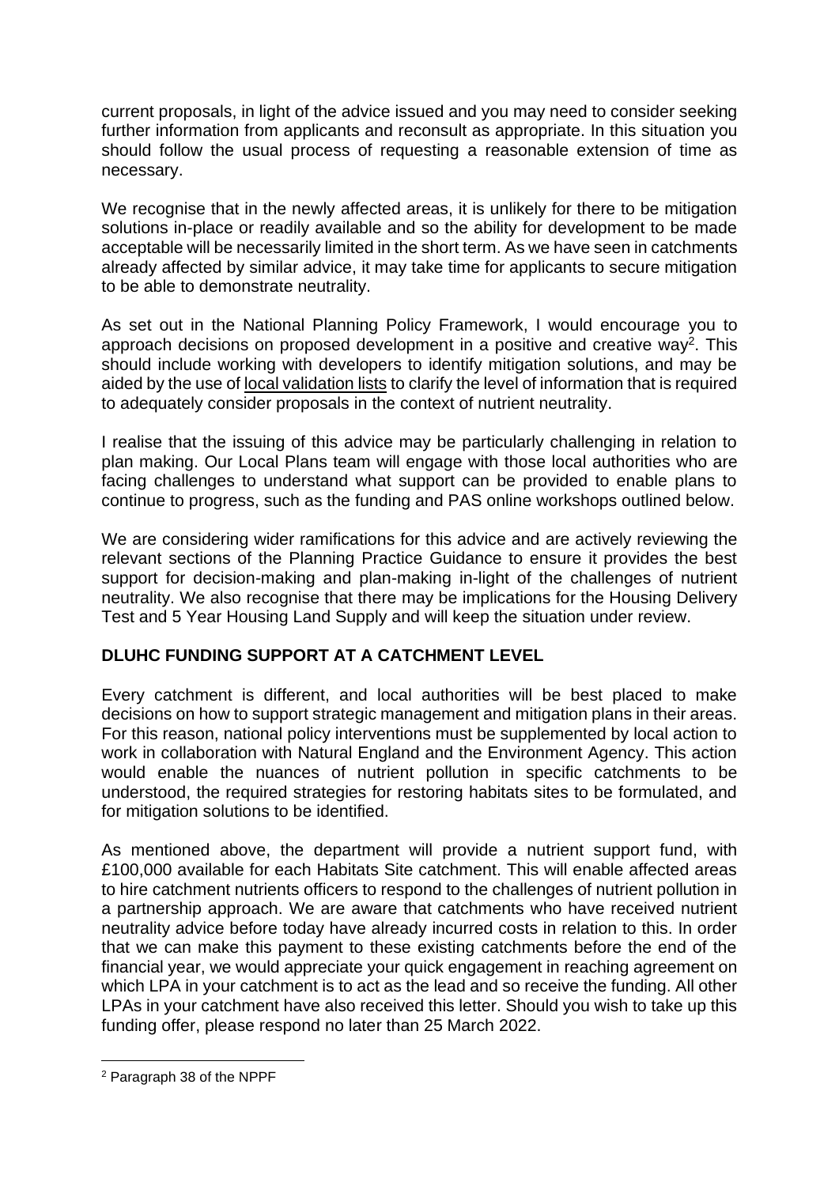current proposals, in light of the advice issued and you may need to consider seeking further information from applicants and reconsult as appropriate. In this situation you should follow the usual process of requesting a reasonable extension of time as necessary.

We recognise that in the newly affected areas, it is unlikely for there to be mitigation solutions in-place or readily available and so the ability for development to be made acceptable will be necessarily limited in the short term. As we have seen in catchments already affected by similar advice, it may take time for applicants to secure mitigation to be able to demonstrate neutrality.

As set out in the National Planning Policy Framework, I would encourage you to approach decisions on proposed development in a positive and creative way[2]. This should include working with developers to identify mitigation solutions, and may be aided by the use of local validation lists to clarify the level of information that is required to adequately consider proposals in the context of nutrient neutrality.

I realise that the issuing of this advice may be particularly challenging in relation to plan making. Our Local Plans team will engage with those local authorities who are facing challenges to understand what support can be provided to enable plans to continue to progress, such as the funding and PAS online workshops outlined below.

We are considering wider ramifications for this advice and are actively reviewing the relevant sections of the Planning Practice Guidance to ensure it provides the best support for decision-making and plan-making in-light of the challenges of nutrient neutrality. We also recognise that there may be implications for the Housing Delivery Test and 5 Year Housing Land Supply and will keep the situation under review.

## DLUHC FUNDING SUPPORT AT A CATCHMENT LEVEL

Every catchment is different, and local authorities will be best placed to make decisions on how to support strategic management and mitigation plans in their areas. For this reason, national policy interventions must be supplemented by local action to work in collaboration with Natural England and the Environment Agency. This action would enable the nuances of nutrient pollution in specific catchments to be understood, the required strategies for restoring habitats sites to be formulated, and for mitigation solutions to be identified.

As mentioned above, the department will provide a nutrient support fund, with £100,000 available for each Habitats Site catchment. This will enable affected areas to hire catchment nutrients officers to respond to the challenges of nutrient pollution in a partnership approach. We are aware that catchments who have received nutrient neutrality advice before today have already incurred costs in relation to this. In order that we can make this payment to these existing catchments before the end of the financial year, we would appreciate your quick engagement in reaching agreement on which LPA in your catchment is to act as the lead and so receive the funding. All other LPAs in your catchment have also received this letter. Should you wish to take up this funding offer, please respond no later than 25 March 2022.

---

[2] Paragraph 38 of the NPPF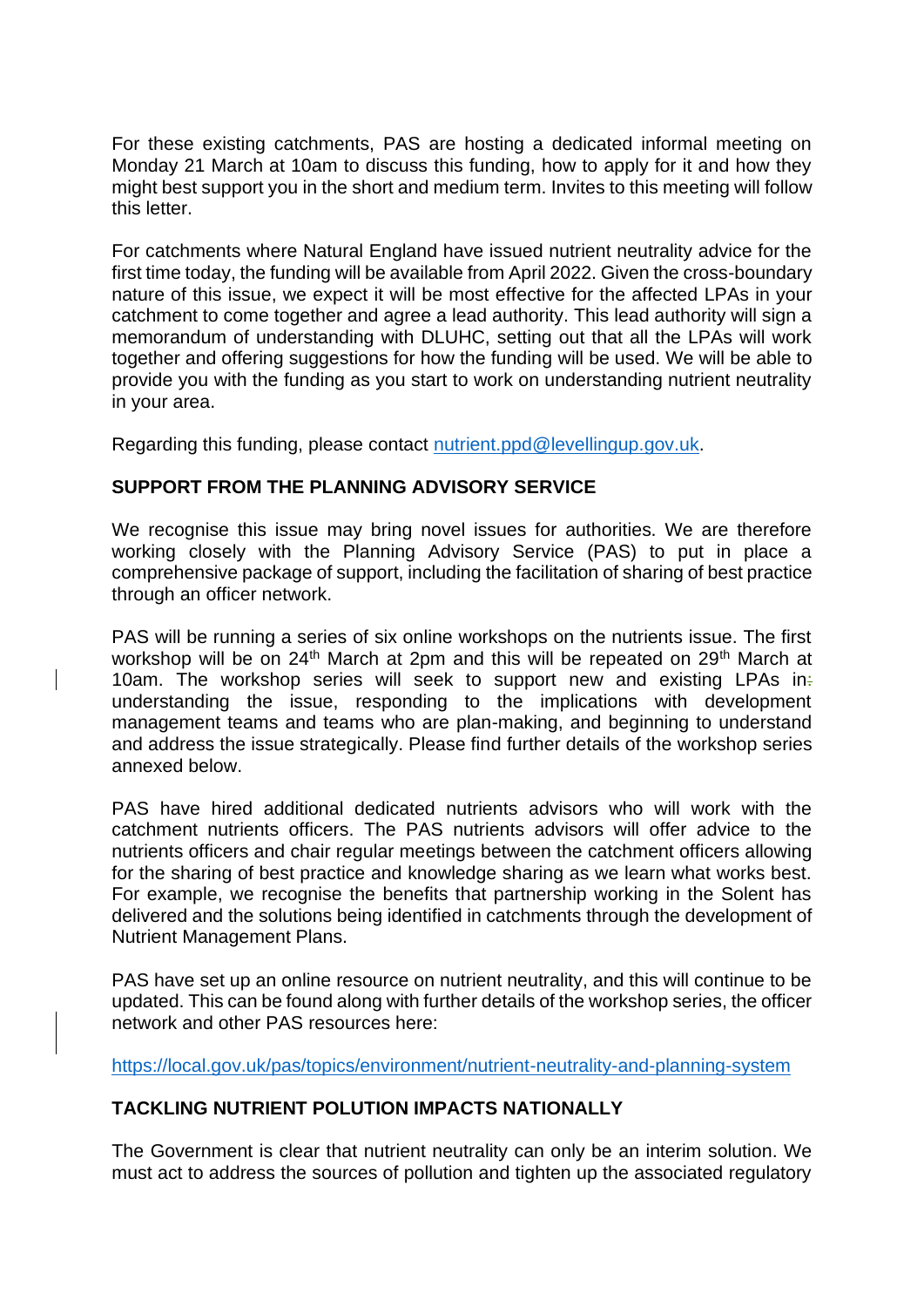For these existing catchments, PAS are hosting a dedicated informal meeting on Monday 21 March at 10am to discuss this funding, how to apply for it and how they might best support you in the short and medium term. Invites to this meeting will follow this letter.

For catchments where Natural England have issued nutrient neutrality advice for the first time today, the funding will be available from April 2022. Given the cross-boundary nature of this issue, we expect it will be most effective for the affected LPAs in your catchment to come together and agree a lead authority. This lead authority will sign a memorandum of understanding with DLUHC, setting out that all the LPAs will work together and offering suggestions for how the funding will be used. We will be able to provide you with the funding as you start to work on understanding nutrient neutrality in your area.

Regarding this funding, please contact nutrient.ppd@levellingup.gov.uk.

## SUPPORT FROM THE PLANNING ADVISORY SERVICE

We recognise this issue may bring novel issues for authorities. We are therefore working closely with the Planning Advisory Service (PAS) to put in place a comprehensive package of support, including the facilitation of sharing of best practice through an officer network.

PAS will be running a series of six online workshops on the nutrients issue. The first workshop will be on 24th March at 2pm and this will be repeated on 29th March at 10am. The workshop series will seek to support new and existing LPAs in understanding the issue, responding to the implications with development management teams and teams who are plan-making, and beginning to understand and address the issue strategically. Please find further details of the workshop series annexed below.

PAS have hired additional dedicated nutrients advisors who will work with the catchment nutrients officers. The PAS nutrients advisors will offer advice to the nutrients officers and chair regular meetings between the catchment officers allowing for the sharing of best practice and knowledge sharing as we learn what works best. For example, we recognise the benefits that partnership working in the Solent has delivered and the solutions being identified in catchments through the development of Nutrient Management Plans.

PAS have set up an online resource on nutrient neutrality, and this will continue to be updated. This can be found along with further details of the workshop series, the officer network and other PAS resources here:

https://local.gov.uk/pas/topics/environment/nutrient-neutrality-and-planning-system

## TACKLING NUTRIENT POLUTION IMPACTS NATIONALLY

The Government is clear that nutrient neutrality can only be an interim solution. We must act to address the sources of pollution and tighten up the associated regulatory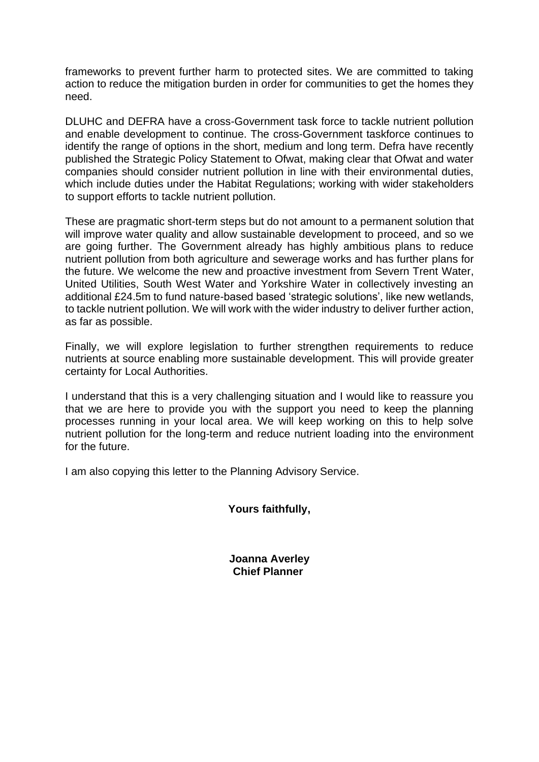frameworks to prevent further harm to protected sites. We are committed to taking action to reduce the mitigation burden in order for communities to get the homes they need.

DLUHC and DEFRA have a cross-Government task force to tackle nutrient pollution and enable development to continue. The cross-Government taskforce continues to identify the range of options in the short, medium and long term. Defra have recently published the Strategic Policy Statement to Ofwat, making clear that Ofwat and water companies should consider nutrient pollution in line with their environmental duties, which include duties under the Habitat Regulations; working with wider stakeholders to support efforts to tackle nutrient pollution.

These are pragmatic short-term steps but do not amount to a permanent solution that will improve water quality and allow sustainable development to proceed, and so we are going further. The Government already has highly ambitious plans to reduce nutrient pollution from both agriculture and sewerage works and has further plans for the future. We welcome the new and proactive investment from Severn Trent Water, United Utilities, South West Water and Yorkshire Water in collectively investing an additional £24.5m to fund nature-based based 'strategic solutions', like new wetlands, to tackle nutrient pollution. We will work with the wider industry to deliver further action, as far as possible.

Finally, we will explore legislation to further strengthen requirements to reduce nutrients at source enabling more sustainable development. This will provide greater certainty for Local Authorities.

I understand that this is a very challenging situation and I would like to reassure you that we are here to provide you with the support you need to keep the planning processes running in your local area. We will keep working on this to help solve nutrient pollution for the long-term and reduce nutrient loading into the environment for the future.

I am also copying this letter to the Planning Advisory Service.

**Yours faithfully,**

**Joanna Averley**
**Chief Planner**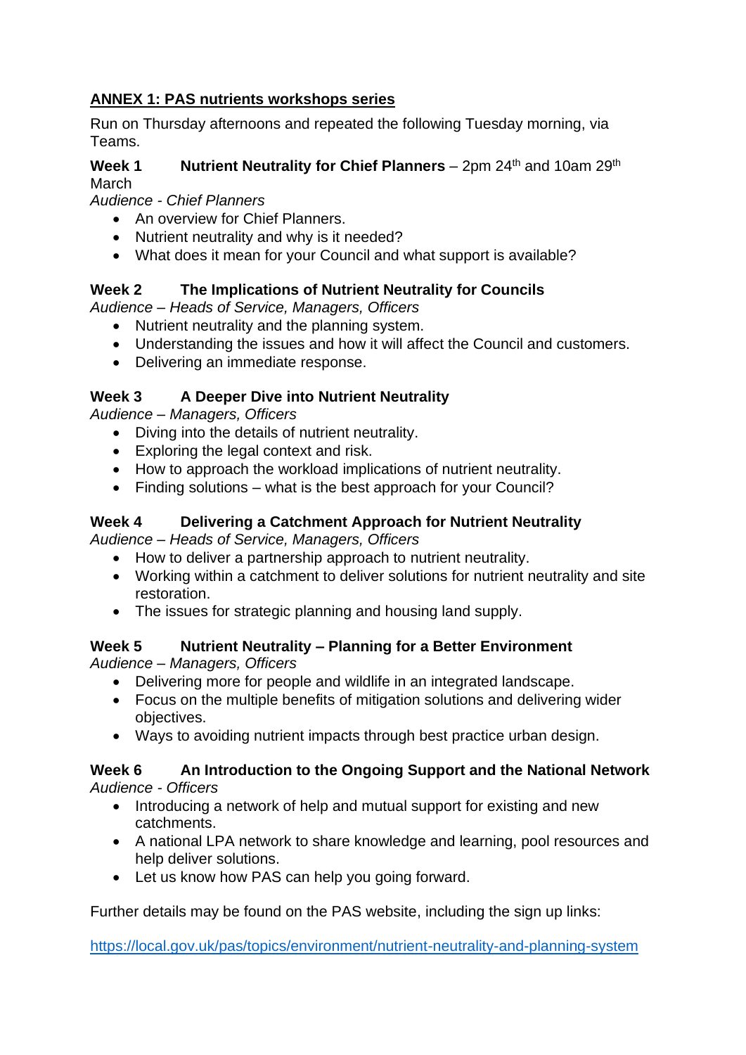## ANNEX 1: PAS nutrients workshops series

Run on Thursday afternoons and repeated the following Tuesday morning, via Teams.

**Week 1 Nutrient Neutrality for Chief Planners** – 2pm 24th and 10am 29th March

*Audience - Chief Planners*

- An overview for Chief Planners.
- Nutrient neutrality and why is it needed?
- What does it mean for your Council and what support is available?

**Week 2 The Implications of Nutrient Neutrality for Councils**

*Audience – Heads of Service, Managers, Officers*

- Nutrient neutrality and the planning system.
- Understanding the issues and how it will affect the Council and customers.
- Delivering an immediate response.

**Week 3 A Deeper Dive into Nutrient Neutrality**

*Audience – Managers, Officers*

- Diving into the details of nutrient neutrality.
- Exploring the legal context and risk.
- How to approach the workload implications of nutrient neutrality.
- Finding solutions – what is the best approach for your Council?

**Week 4 Delivering a Catchment Approach for Nutrient Neutrality**

*Audience – Heads of Service, Managers, Officers*

- How to deliver a partnership approach to nutrient neutrality.
- Working within a catchment to deliver solutions for nutrient neutrality and site restoration.
- The issues for strategic planning and housing land supply.

**Week 5 Nutrient Neutrality – Planning for a Better Environment**

*Audience – Managers, Officers*

- Delivering more for people and wildlife in an integrated landscape.
- Focus on the multiple benefits of mitigation solutions and delivering wider objectives.
- Ways to avoiding nutrient impacts through best practice urban design.

**Week 6 An Introduction to the Ongoing Support and the National Network**

*Audience - Officers*

- Introducing a network of help and mutual support for existing and new catchments.
- A national LPA network to share knowledge and learning, pool resources and help deliver solutions.
- Let us know how PAS can help you going forward.

Further details may be found on the PAS website, including the sign up links:

https://local.gov.uk/pas/topics/environment/nutrient-neutrality-and-planning-system